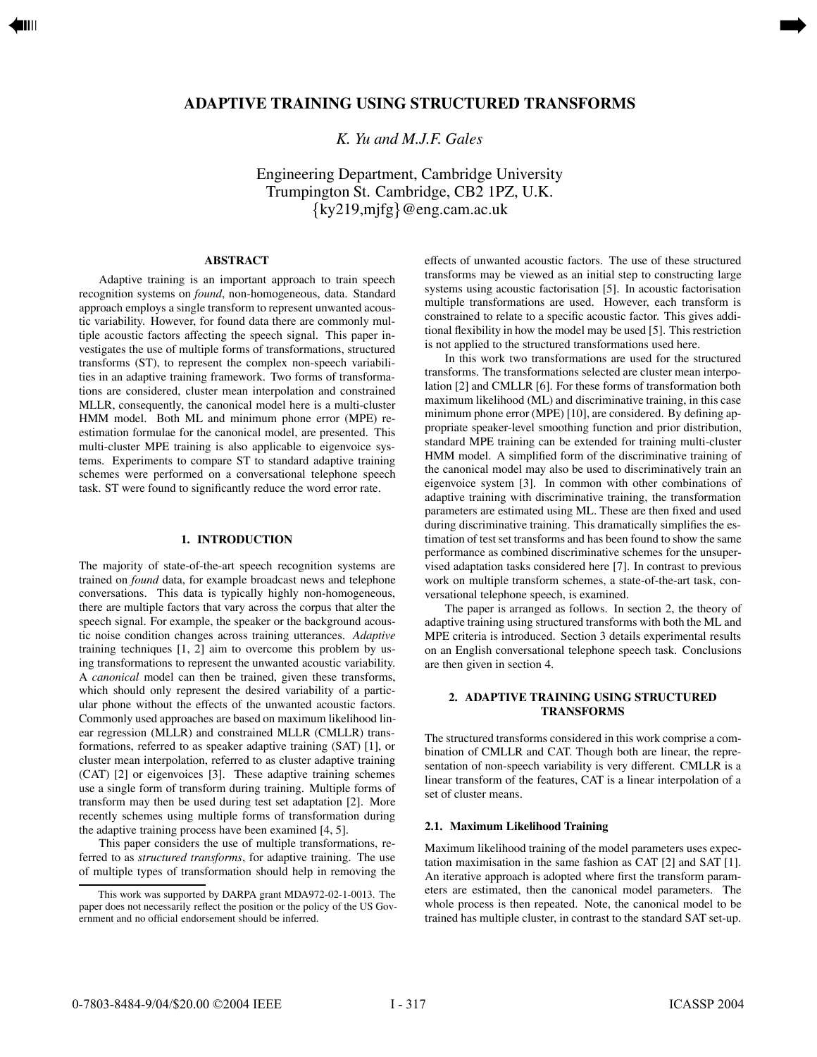# ADAPTIVE TRAINING USING STRUCTURED TRANSFORMS

*K. Yu and M.J.F. Gales*

Engineering Department, Cambridge University
Trumpington St. Cambridge, CB2 1PZ, U.K.
{ky219,mjfg}@eng.cam.ac.uk

## ABSTRACT

Adaptive training is an important approach to train speech recognition systems on *found*, non-homogeneous, data. Standard approach employs a single transform to represent unwanted acoustic variability. However, for found data there are commonly multiple acoustic factors affecting the speech signal. This paper investigates the use of multiple forms of transformations, structured transforms (ST), to represent the complex non-speech variabilities in an adaptive training framework. Two forms of transformations are considered, cluster mean interpolation and constrained MLLR, consequently, the canonical model here is a multi-cluster HMM model. Both ML and minimum phone error (MPE) reestimation formulae for the canonical model, are presented. This multi-cluster MPE training is also applicable to eigenvoice systems. Experiments to compare ST to standard adaptive training schemes were performed on a conversational telephone speech task. ST were found to significantly reduce the word error rate.

## 1. INTRODUCTION

The majority of state-of-the-art speech recognition systems are trained on *found* data, for example broadcast news and telephone conversations. This data is typically highly non-homogeneous, there are multiple factors that vary across the corpus that alter the speech signal. For example, the speaker or the background acoustic noise condition changes across training utterances. *Adaptive* training techniques [1, 2] aim to overcome this problem by using transformations to represent the unwanted acoustic variability. A *canonical* model can then be trained, given these transforms, which should only represent the desired variability of a particular phone without the effects of the unwanted acoustic factors. Commonly used approaches are based on maximum likelihood linear regression (MLLR) and constrained MLLR (CMLLR) transformations, referred to as speaker adaptive training (SAT) [1], or cluster mean interpolation, referred to as cluster adaptive training (CAT) [2] or eigenvoices [3]. These adaptive training schemes use a single form of transform during training. Multiple forms of transform may then be used during test set adaptation [2]. More recently schemes using multiple forms of transformation during the adaptive training process have been examined [4, 5].

This paper considers the use of multiple transformations, referred to as *structured transforms*, for adaptive training. The use of multiple types of transformation should help in removing the effects of unwanted acoustic factors. The use of these structured transforms may be viewed as an initial step to constructing large systems using acoustic factorisation [5]. In acoustic factorisation multiple transformations are used. However, each transform is constrained to relate to a specific acoustic factor. This gives additional flexibility in how the model may be used [5]. This restriction is not applied to the structured transformations used here.

In this work two transformations are used for the structured transforms. The transformations selected are cluster mean interpolation [2] and CMLLR [6]. For these forms of transformation both maximum likelihood (ML) and discriminative training, in this case minimum phone error (MPE) [10], are considered. By defining appropriate speaker-level smoothing function and prior distribution, standard MPE training can be extended for training multi-cluster HMM model. A simplified form of the discriminative training of the canonical model may also be used to discriminatively train an eigenvoice system [3]. In common with other combinations of adaptive training with discriminative training, the transformation parameters are estimated using ML. These are then fixed and used during discriminative training. This dramatically simplifies the estimation of test set transforms and has been found to show the same performance as combined discriminative schemes for the unsupervised adaptation tasks considered here [7]. In contrast to previous work on multiple transform schemes, a state-of-the-art task, conversational telephone speech, is examined.

The paper is arranged as follows. In section 2, the theory of adaptive training using structured transforms with both the ML and MPE criteria is introduced. Section 3 details experimental results on an English conversational telephone speech task. Conclusions are then given in section 4.

## 2. ADAPTIVE TRAINING USING STRUCTURED TRANSFORMS

The structured transforms considered in this work comprise a combination of CMLLR and CAT. Though both are linear, the representation of non-speech variability is very different. CMLLR is a linear transform of the features, CAT is a linear interpolation of a set of cluster means.

### 2.1. Maximum Likelihood Training

Maximum likelihood training of the model parameters uses expectation maximisation in the same fashion as CAT [2] and SAT [1]. An iterative approach is adopted where first the transform parameters are estimated, then the canonical model parameters. The whole process is then repeated. Note, the canonical model to be trained has multiple cluster, in contrast to the standard SAT set-up.

This work was supported by DARPA grant MDA972-02-1-0013. The paper does not necessarily reflect the position or the policy of the US Government and no official endorsement should be inferred.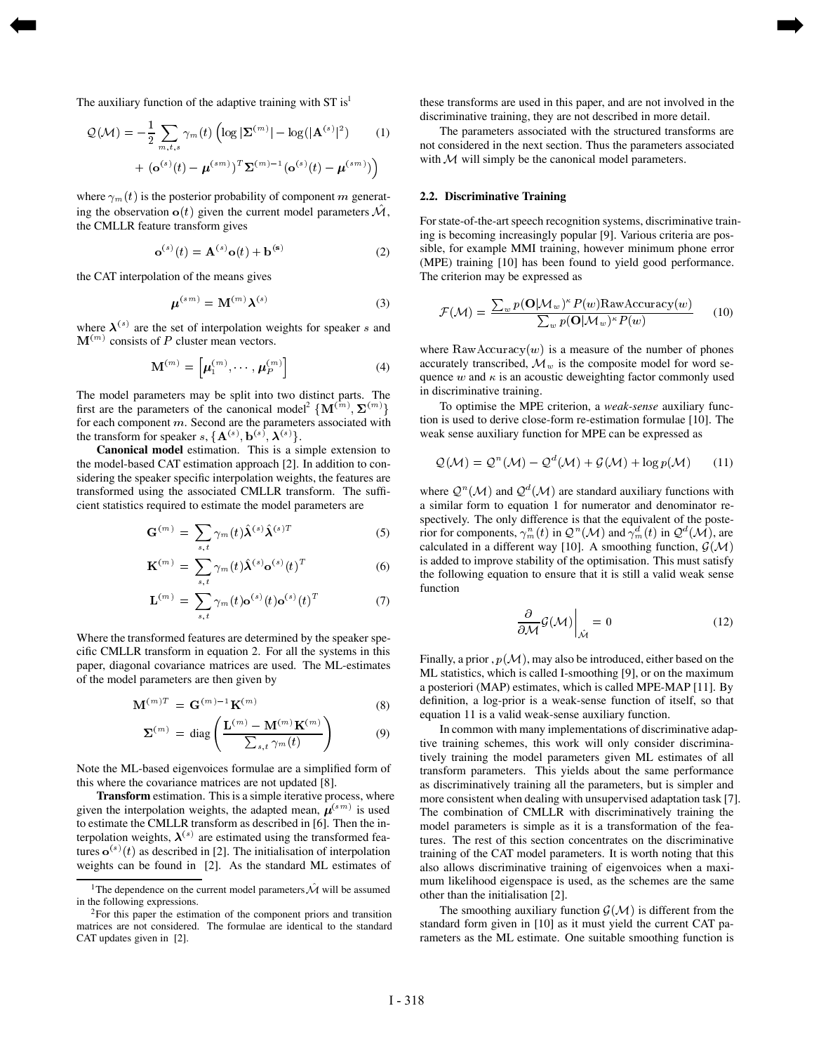The auxiliary function of the adaptive training with ST is[1]

$$\mathcal{Q}(\mathcal{M}) = -\frac{1}{2}\sum_{m,t,s}\gamma_m(t)\Big(\log|\boldsymbol{\Sigma}^{(m)}| - \log(|\mathbf{A}^{(s)}|^2) + (\mathbf{o}^{(s)}(t) - \boldsymbol{\mu}^{(sm)})^T\boldsymbol{\Sigma}^{(m)-1}(\mathbf{o}^{(s)}(t) - \boldsymbol{\mu}^{(sm)})\Big) \tag{1}$$

where $\gamma_m(t)$ is the posterior probability of component $m$ generating the observation $\mathbf{o}(t)$ given the current model parameters $\hat{\mathcal{M}}$, the CMLLR feature transform gives

$$\mathbf{o}^{(s)}(t) = \mathbf{A}^{(s)}\mathbf{o}(t) + \mathbf{b}^{(\mathbf{s})} \tag{2}$$

the CAT interpolation of the means gives

$$\boldsymbol{\mu}^{(sm)} = \mathbf{M}^{(m)}\boldsymbol{\lambda}^{(s)} \tag{3}$$

where $\boldsymbol{\lambda}^{(s)}$ are the set of interpolation weights for speaker $s$ and $\mathbf{M}^{(m)}$ consists of $P$ cluster mean vectors.

$$\mathbf{M}^{(m)} = \left[\boldsymbol{\mu}_1^{(m)}, \cdots, \boldsymbol{\mu}_P^{(m)}\right] \tag{4}$$

The model parameters may be split into two distinct parts. The first are the parameters of the canonical model[2] $\{\mathbf{M}^{(m)}, \boldsymbol{\Sigma}^{(m)}\}$ for each component $m$. Second are the parameters associated with the transform for speaker $s$, $\{\mathbf{A}^{(s)}, \mathbf{b}^{(s)}, \boldsymbol{\lambda}^{(s)}\}$.

**Canonical model** estimation. This is a simple extension to the model-based CAT estimation approach [2]. In addition to considering the speaker specific interpolation weights, the features are transformed using the associated CMLLR transform. The sufficient statistics required to estimate the model parameters are

$$\mathbf{G}^{(m)} = \sum_{s,t}\gamma_m(t)\hat{\boldsymbol{\lambda}}^{(s)}\hat{\boldsymbol{\lambda}}^{(s)T} \tag{5}$$

$$\mathbf{K}^{(m)} = \sum_{s,t}\gamma_m(t)\hat{\boldsymbol{\lambda}}^{(s)}\mathbf{o}^{(s)}(t)^T \tag{6}$$

$$\mathbf{L}^{(m)} = \sum_{s,t}\gamma_m(t)\mathbf{o}^{(s)}(t)\mathbf{o}^{(s)}(t)^T \tag{7}$$

Where the transformed features are determined by the speaker specific CMLLR transform in equation 2. For all the systems in this paper, diagonal covariance matrices are used. The ML-estimates of the model parameters are then given by

$$\mathbf{M}^{(m)T} = \mathbf{G}^{(m)-1}\mathbf{K}^{(m)} \tag{8}$$

$$\boldsymbol{\Sigma}^{(m)} = \text{diag}\left(\frac{\mathbf{L}^{(m)} - \mathbf{M}^{(m)}\mathbf{K}^{(m)}}{\sum_{s,t}\gamma_m(t)}\right) \tag{9}$$

Note the ML-based eigenvoices formulae are a simplified form of this where the covariance matrices are not updated [8].

**Transform** estimation. This is a simple iterative process, where given the interpolation weights, the adapted mean, $\boldsymbol{\mu}^{(sm)}$ is used to estimate the CMLLR transform as described in [6]. Then the interpolation weights, $\boldsymbol{\lambda}^{(s)}$ are estimated using the transformed features $\mathbf{o}^{(s)}(t)$ as described in [2]. The initialisation of interpolation weights can be found in [2]. As the standard ML estimates of these transforms are used in this paper, and are not involved in the discriminative training, they are not described in more detail.

The parameters associated with the structured transforms are not considered in the next section. Thus the parameters associated with $\mathcal{M}$ will simply be the canonical model parameters.

[1] The dependence on the current model parameters $\hat{\mathcal{M}}$ will be assumed in the following expressions.

[2] For this paper the estimation of the component priors and transition matrices are not considered. The formulae are identical to the standard CAT updates given in [2].

### 2.2. Discriminative Training

For state-of-the-art speech recognition systems, discriminative training is becoming increasingly popular [9]. Various criteria are possible, for example MMI training, however minimum phone error (MPE) training [10] has been found to yield good performance. The criterion may be expressed as

$$\mathcal{F}(\mathcal{M}) = \frac{\sum_w p(\mathbf{O}|\mathcal{M}_w)^\kappa P(w)\text{RawAccuracy}(w)}{\sum_w p(\mathbf{O}|\mathcal{M}_w)^\kappa P(w)} \tag{10}$$

where $\text{RawAccuracy}(w)$ is a measure of the number of phones accurately transcribed, $\mathcal{M}_w$ is the composite model for word sequence $w$ and $\kappa$ is an acoustic deweighting factor commonly used in discriminative training.

To optimise the MPE criterion, a *weak-sense* auxiliary function is used to derive close-form re-estimation formulae [10]. The weak sense auxiliary function for MPE can be expressed as

$$\mathcal{Q}(\mathcal{M}) = \mathcal{Q}^n(\mathcal{M}) - \mathcal{Q}^d(\mathcal{M}) + \mathcal{G}(\mathcal{M}) + \log p(\mathcal{M}) \tag{11}$$

where $\mathcal{Q}^n(\mathcal{M})$ and $\mathcal{Q}^d(\mathcal{M})$ are standard auxiliary functions with a similar form to equation 1 for numerator and denominator respectively. The only difference is that the equivalent of the posterior for components, $\gamma_m^n(t)$ in $\mathcal{Q}^n(\mathcal{M})$ and $\gamma_m^d(t)$ in $\mathcal{Q}^d(\mathcal{M})$, are calculated in a different way [10]. A smoothing function, $\mathcal{G}(\mathcal{M})$ is added to improve stability of the optimisation. This must satisfy the following equation to ensure that it is still a valid weak sense function

$$\left.\frac{\partial}{\partial\mathcal{M}}\mathcal{G}(\mathcal{M})\right|_{\hat{\mathcal{M}}} = 0 \tag{12}$$

Finally, a prior , $p(\mathcal{M})$, may also be introduced, either based on the ML statistics, which is called I-smoothing [9], or on the maximum a posteriori (MAP) estimates, which is called MPE-MAP [11]. By definition, a log-prior is a weak-sense function of itself, so that equation 11 is a valid weak-sense auxiliary function.

In common with many implementations of discriminative adaptive training schemes, this work will only consider discriminatively training the model parameters given ML estimates of all transform parameters. This yields about the same performance as discriminatively training all the parameters, but is simpler and more consistent when dealing with unsupervised adaptation task [7]. The combination of CMLLR with discriminatively training the model parameters is simple as it is a transformation of the features. The rest of this section concentrates on the discriminative training of the CAT model parameters. It is worth noting that this also allows discriminative training of eigenvoices when a maximum likelihood eigenspace is used, as the schemes are the same other than the initialisation [2].

The smoothing auxiliary function $\mathcal{G}(\mathcal{M})$ is different from the standard form given in [10] as it must yield the current CAT parameters as the ML estimate. One suitable smoothing function is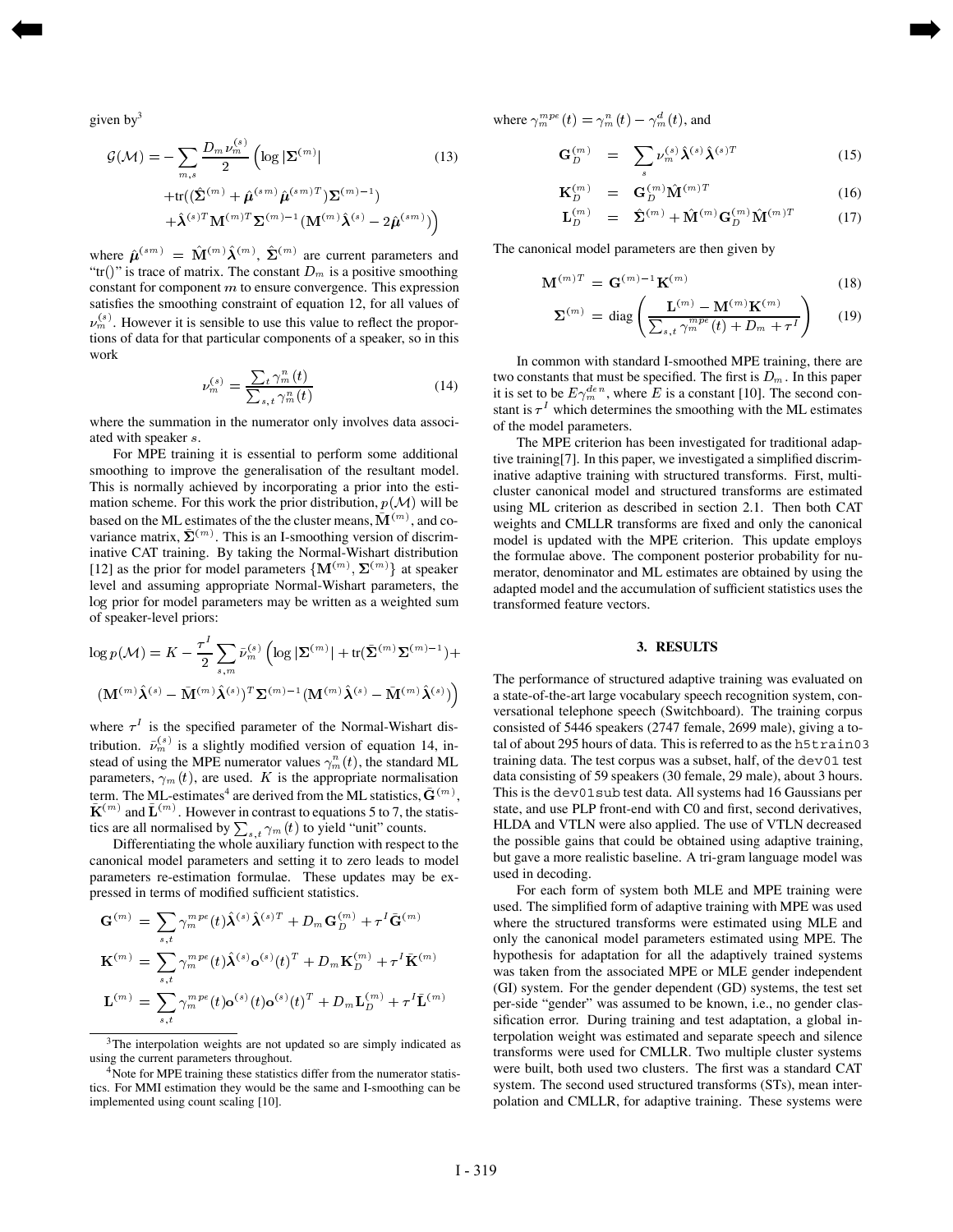given by[3]

$$
\begin{aligned}
\mathcal{G}(\mathcal{M}) = &- \sum_{m,s} \frac{D_m \nu_m^{(s)}}{2} \Big( \log |\mathbf{\Sigma}^{(m)}| \\
&+ \mathrm{tr}((\hat{\mathbf{\Sigma}}^{(m)} + \hat{\boldsymbol{\mu}}^{(sm)} \hat{\boldsymbol{\mu}}^{(sm)T}) \mathbf{\Sigma}^{(m)-1}) \\
&+ \hat{\boldsymbol{\lambda}}^{(s)T} \mathbf{M}^{(m)T} \mathbf{\Sigma}^{(m)-1} (\mathbf{M}^{(m)} \hat{\boldsymbol{\lambda}}^{(s)} - 2\hat{\boldsymbol{\mu}}^{(sm)}) \Big)
\end{aligned}
\tag{13}
$$

where $\hat{\boldsymbol{\mu}}^{(sm)} = \hat{\mathbf{M}}^{(m)} \hat{\boldsymbol{\lambda}}^{(m)}$, $\hat{\mathbf{\Sigma}}^{(m)}$ are current parameters and "tr()" is trace of matrix. The constant $D_m$ is a positive smoothing constant for component $m$ to ensure convergence. This expression satisfies the smoothing constraint of equation 12, for all values of $\nu_m^{(s)}$. However it is sensible to use this value to reflect the proportions of data for that particular components of a speaker, so in this work

$$
\nu_m^{(s)} = \frac{\sum_t \gamma_m^n(t)}{\sum_{s,t} \gamma_m^n(t)} \tag{14}
$$

where the summation in the numerator only involves data associated with speaker $s$.

For MPE training it is essential to perform some additional smoothing to improve the generalisation of the resultant model. This is normally achieved by incorporating a prior into the estimation scheme. For this work the prior distribution, $p(\mathcal{M})$ will be based on the ML estimates of the the cluster means, $\bar{\mathbf{M}}^{(m)}$, and covariance matrix, $\bar{\mathbf{\Sigma}}^{(m)}$. This is an I-smoothing version of discriminative CAT training. By taking the Normal-Wishart distribution [12] as the prior for model parameters $\{\mathbf{M}^{(m)}, \mathbf{\Sigma}^{(m)}\}$ at speaker level and assuming appropriate Normal-Wishart parameters, the log prior for model parameters may be written as a weighted sum of speaker-level priors:

$$
\begin{aligned}
\log p(\mathcal{M}) = K - \frac{\tau^I}{2} \sum_{s,m} \bar{\nu}_m^{(s)} \Big( \log |\mathbf{\Sigma}^{(m)}| + \mathrm{tr}(\bar{\mathbf{\Sigma}}^{(m)} \mathbf{\Sigma}^{(m)-1}) + \\
(\mathbf{M}^{(m)} \hat{\boldsymbol{\lambda}}^{(s)} - \bar{\mathbf{M}}^{(m)} \hat{\boldsymbol{\lambda}}^{(s)})^T \mathbf{\Sigma}^{(m)-1} (\mathbf{M}^{(m)} \hat{\boldsymbol{\lambda}}^{(s)} - \bar{\mathbf{M}}^{(m)} \hat{\boldsymbol{\lambda}}^{(s)}) \Big)
\end{aligned}
$$

where $\tau^I$ is the specified parameter of the Normal-Wishart distribution. $\bar{\nu}_m^{(s)}$ is a slightly modified version of equation 14, instead of using the MPE numerator values $\gamma_m^n(t)$, the standard ML parameters, $\gamma_m(t)$, are used. $K$ is the appropriate normalisation term. The ML-estimates[4] are derived from the ML statistics, $\bar{\mathbf{G}}^{(m)}$, $\bar{\mathbf{K}}^{(m)}$ and $\bar{\mathbf{L}}^{(m)}$. However in contrast to equations 5 to 7, the statistics are all normalised by $\sum_{s,t} \gamma_m(t)$ to yield "unit" counts.

Differentiating the whole auxiliary function with respect to the canonical model parameters and setting it to zero leads to model parameters re-estimation formulae. These updates may be expressed in terms of modified sufficient statistics.

$$
\mathbf{G}^{(m)} = \sum_{s,t} \gamma_m^{mpe}(t) \hat{\boldsymbol{\lambda}}^{(s)} \hat{\boldsymbol{\lambda}}^{(s)T} + D_m \mathbf{G}_D^{(m)} + \tau^I \bar{\mathbf{G}}^{(m)}
$$

$$
\mathbf{K}^{(m)} = \sum_{s,t} \gamma_m^{mpe}(t) \hat{\boldsymbol{\lambda}}^{(s)} \mathbf{o}^{(s)}(t)^T + D_m \mathbf{K}_D^{(m)} + \tau^I \bar{\mathbf{K}}^{(m)}
$$

$$
\mathbf{L}^{(m)} = \sum_{s,t} \gamma_m^{mpe}(t) \mathbf{o}^{(s)}(t) \mathbf{o}^{(s)}(t)^T + D_m \mathbf{L}_D^{(m)} + \tau^I \bar{\mathbf{L}}^{(m)}
$$

where $\gamma_m^{mpe}(t) = \gamma_m^n(t) - \gamma_m^d(t)$, and

$$
\mathbf{G}_D^{(m)} = \sum_s \nu_m^{(s)} \hat{\boldsymbol{\lambda}}^{(s)} \hat{\boldsymbol{\lambda}}^{(s)T} \tag{15}
$$

$$
\mathbf{K}_D^{(m)} = \mathbf{G}_D^{(m)} \hat{\mathbf{M}}^{(m)T} \tag{16}
$$

$$
\mathbf{L}_D^{(m)} = \hat{\mathbf{\Sigma}}^{(m)} + \hat{\mathbf{M}}^{(m)} \mathbf{G}_D^{(m)} \hat{\mathbf{M}}^{(m)T} \tag{17}
$$

The canonical model parameters are then given by

$$
\mathbf{M}^{(m)T} = \mathbf{G}^{(m)-1} \mathbf{K}^{(m)} \tag{18}
$$

$$
\mathbf{\Sigma}^{(m)} = \mathrm{diag}\left( \frac{\mathbf{L}^{(m)} - \mathbf{M}^{(m)} \mathbf{K}^{(m)}}{\sum_{s,t} \gamma_m^{mpe}(t) + D_m + \tau^I} \right) \tag{19}
$$

In common with standard I-smoothed MPE training, there are two constants that must be specified. The first is $D_m$. In this paper it is set to be $E\gamma_m^{den}$, where $E$ is a constant [10]. The second constant is $\tau^I$ which determines the smoothing with the ML estimates of the model parameters.

The MPE criterion has been investigated for traditional adaptive training[7]. In this paper, we investigated a simplified discriminative adaptive training with structured transforms. First, multi-cluster canonical model and structured transforms are estimated using ML criterion as described in section 2.1. Then both CAT weights and CMLLR transforms are fixed and only the canonical model is updated with the MPE criterion. This update employs the formulae above. The component posterior probability for numerator, denominator and ML estimates are obtained by using the adapted model and the accumulation of sufficient statistics uses the transformed feature vectors.

## 3. RESULTS

The performance of structured adaptive training was evaluated on a state-of-the-art large vocabulary speech recognition system, conversational telephone speech (Switchboard). The training corpus consisted of 5446 speakers (2747 female, 2699 male), giving a total of about 295 hours of data. This is referred to as the `h5train03` training data. The test corpus was a subset, half, of the `dev01` test data consisting of 59 speakers (30 female, 29 male), about 3 hours. This is the `dev01sub` test data. All systems had 16 Gaussians per state, and use PLP front-end with C0 and first, second derivatives, HLDA and VTLN were also applied. The use of VTLN decreased the possible gains that could be obtained using adaptive training, but gave a more realistic baseline. A tri-gram language model was used in decoding.

For each form of system both MLE and MPE training were used. The simplified form of adaptive training with MPE was used where the structured transforms were estimated using MLE and only the canonical model parameters estimated using MPE. The hypothesis for adaptation for all the adaptively trained systems was taken from the associated MPE or MLE gender independent (GI) system. For the gender dependent (GD) systems, the test set per-side "gender" was assumed to be known, i.e., no gender classification error. During training and test adaptation, a global interpolation weight was estimated and separate speech and silence transforms were used for CMLLR. Two multiple cluster systems were built, both used two clusters. The first was a standard CAT system. The second used structured transforms (STs), mean interpolation and CMLLR, for adaptive training. These systems were

[3] The interpolation weights are not updated so are simply indicated as using the current parameters throughout.

[4] Note for MPE training these statistics differ from the numerator statistics. For MMI estimation they would be the same and I-smoothing can be implemented using count scaling [10].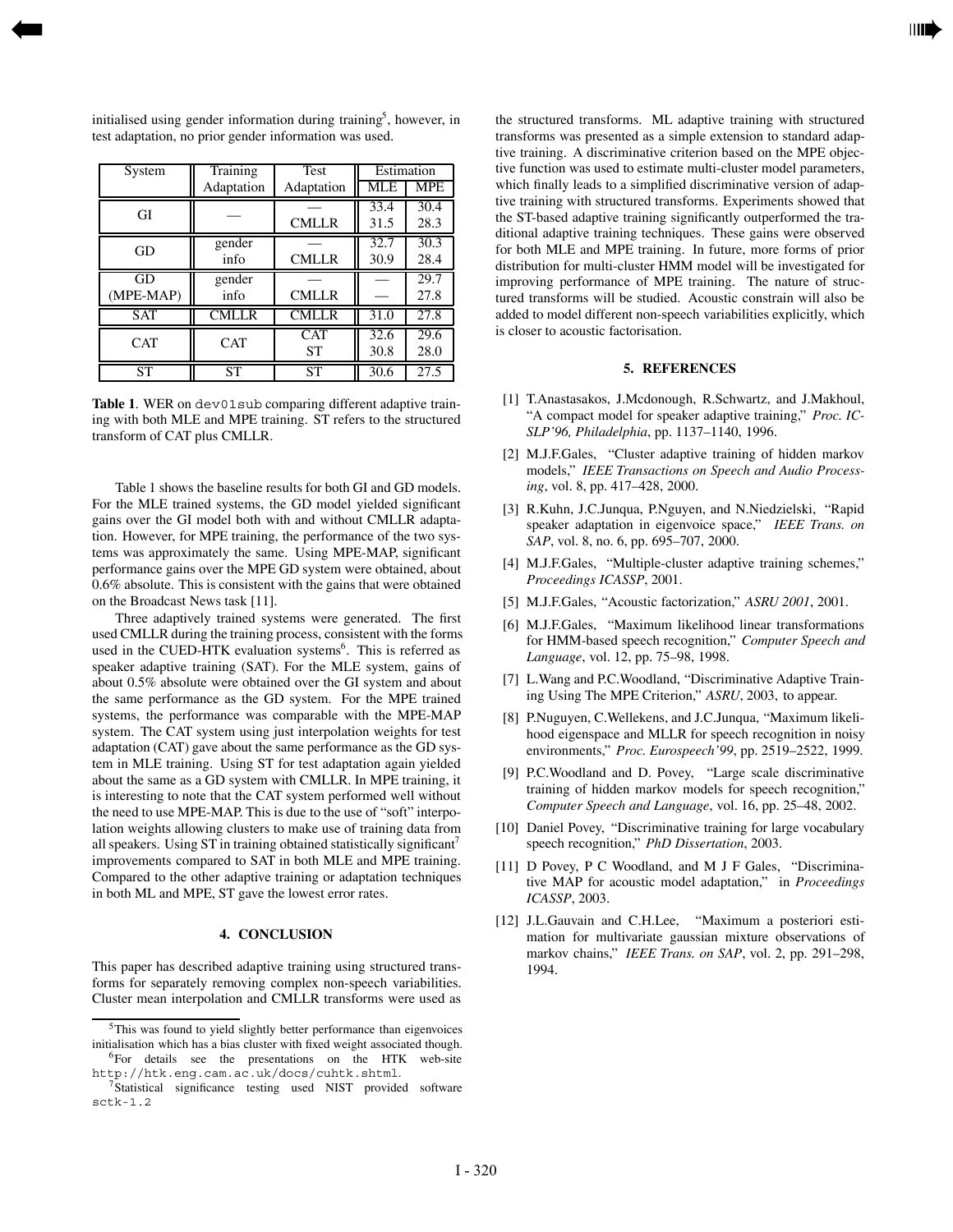initialised using gender information during training[5], however, in test adaptation, no prior gender information was used.

| System | Training Adaptation | Test Adaptation | Estimation | |
|---|---|---|---|---|
| | | | MLE | MPE |
| GI | — | — | 33.4 | 30.4 |
| | | CMLLR | 31.5 | 28.3 |
| GD | gender info | — | 32.7 | 30.3 |
| | | CMLLR | 30.9 | 28.4 |
| GD (MPE-MAP) | gender info | — | — | 29.7 |
| | | CMLLR | — | 27.8 |
| SAT | CMLLR | CMLLR | 31.0 | 27.8 |
| CAT | CAT | CAT | 32.6 | 29.6 |
| | | ST | 30.8 | 28.0 |
| ST | ST | ST | 30.6 | 27.5 |

**Table 1**. WER on `dev01sub` comparing different adaptive training with both MLE and MPE training. ST refers to the structured transform of CAT plus CMLLR.

Table 1 shows the baseline results for both GI and GD models. For the MLE trained systems, the GD model yielded significant gains over the GI model both with and without CMLLR adaptation. However, for MPE training, the performance of the two systems was approximately the same. Using MPE-MAP, significant performance gains over the MPE GD system were obtained, about 0.6% absolute. This is consistent with the gains that were obtained on the Broadcast News task [11].

Three adaptively trained systems were generated. The first used CMLLR during the training process, consistent with the forms used in the CUED-HTK evaluation systems[6]. This is referred as speaker adaptive training (SAT). For the MLE system, gains of about 0.5% absolute were obtained over the GI system and about the same performance as the GD system. For the MPE trained systems, the performance was comparable with the MPE-MAP system. The CAT system using just interpolation weights for test adaptation (CAT) gave about the same performance as the GD system in MLE training. Using ST for test adaptation again yielded about the same as a GD system with CMLLR. In MPE training, it is interesting to note that the CAT system performed well without the need to use MPE-MAP. This is due to the use of "soft" interpolation weights allowing clusters to make use of training data from all speakers. Using ST in training obtained statistically significant[7] improvements compared to SAT in both MLE and MPE training. Compared to the other adaptive training or adaptation techniques in both ML and MPE, ST gave the lowest error rates.

## 4. CONCLUSION

This paper has described adaptive training using structured transforms for separately removing complex non-speech variabilities. Cluster mean interpolation and CMLLR transforms were used as the structured transforms. ML adaptive training with structured transforms was presented as a simple extension to standard adaptive training. A discriminative criterion based on the MPE objective function was used to estimate multi-cluster model parameters, which finally leads to a simplified discriminative version of adaptive training with structured transforms. Experiments showed that the ST-based adaptive training significantly outperformed the traditional adaptive training techniques. These gains were observed for both MLE and MPE training. In future, more forms of prior distribution for multi-cluster HMM model will be investigated for improving performance of MPE training. The nature of structured transforms will be studied. Acoustic constrain will also be added to model different non-speech variabilities explicitly, which is closer to acoustic factorisation.

## 5. REFERENCES

[1] T.Anastasakos, J.Mcdonough, R.Schwartz, and J.Makhoul, "A compact model for speaker adaptive training," *Proc. ICSLP'96, Philadelphia*, pp. 1137–1140, 1996.

[2] M.J.F.Gales, "Cluster adaptive training of hidden markov models," *IEEE Transactions on Speech and Audio Processing*, vol. 8, pp. 417–428, 2000.

[3] R.Kuhn, J.C.Junqua, P.Nguyen, and N.Niedzielski, "Rapid speaker adaptation in eigenvoice space," *IEEE Trans. on SAP*, vol. 8, no. 6, pp. 695–707, 2000.

[4] M.J.F.Gales, "Multiple-cluster adaptive training schemes," *Proceedings ICASSP*, 2001.

[5] M.J.F.Gales, "Acoustic factorization," *ASRU 2001*, 2001.

[6] M.J.F.Gales, "Maximum likelihood linear transformations for HMM-based speech recognition," *Computer Speech and Language*, vol. 12, pp. 75–98, 1998.

[7] L.Wang and P.C.Woodland, "Discriminative Adaptive Training Using The MPE Criterion," *ASRU*, 2003, to appear.

[8] P.Nuguyen, C.Wellekens, and J.C.Junqua, "Maximum likelihood eigenspace and MLLR for speech recognition in noisy environments," *Proc. Eurospeech'99*, pp. 2519–2522, 1999.

[9] P.C.Woodland and D. Povey, "Large scale discriminative training of hidden markov models for speech recognition," *Computer Speech and Language*, vol. 16, pp. 25–48, 2002.

[10] Daniel Povey, "Discriminative training for large vocabulary speech recognition," *PhD Dissertation*, 2003.

[11] D Povey, P C Woodland, and M J F Gales, "Discriminative MAP for acoustic model adaptation," in *Proceedings ICASSP*, 2003.

[12] J.L.Gauvain and C.H.Lee, "Maximum a posteriori estimation for multivariate gaussian mixture observations of markov chains," *IEEE Trans. on SAP*, vol. 2, pp. 291–298, 1994.

---

[5] This was found to yield slightly better performance than eigenvoices initialisation which has a bias cluster with fixed weight associated though.

[6] For details see the presentations on the HTK web-site `http://htk.eng.cam.ac.uk/docs/cuhtk.shtml`.

[7] Statistical significance testing used NIST provided software `sctk-1.2`